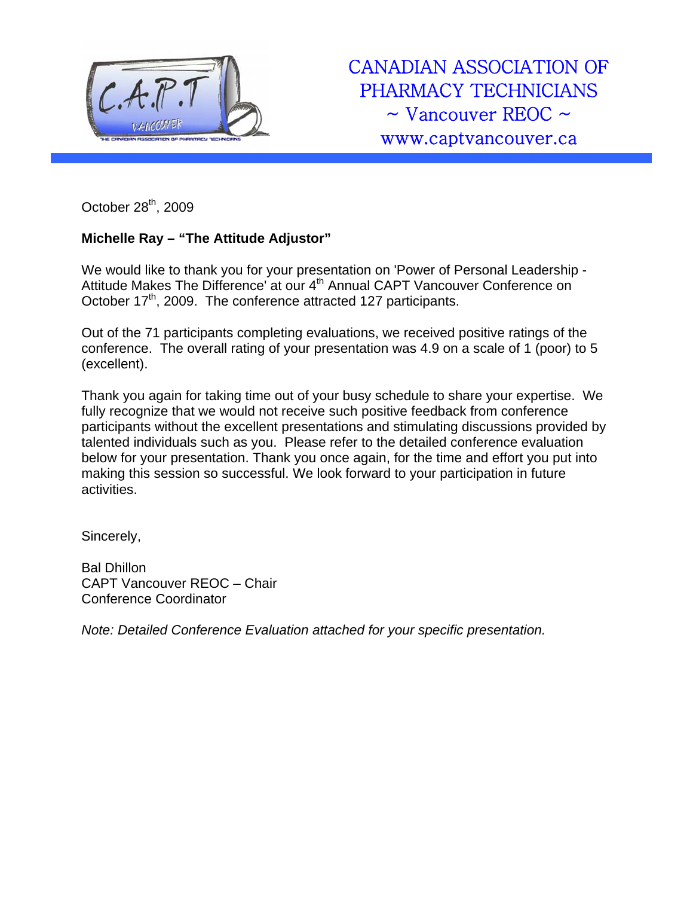CANADIAN ASSOCIATION OF PHARMACY TECHNICIANS
~ Vancouver REOC ~
www.captvancouver.ca

October 28th, 2009

**Michelle Ray – "The Attitude Adjustor"**

We would like to thank you for your presentation on 'Power of Personal Leadership - Attitude Makes The Difference' at our 4th Annual CAPT Vancouver Conference on October 17th, 2009. The conference attracted 127 participants.

Out of the 71 participants completing evaluations, we received positive ratings of the conference. The overall rating of your presentation was 4.9 on a scale of 1 (poor) to 5 (excellent).

Thank you again for taking time out of your busy schedule to share your expertise. We fully recognize that we would not receive such positive feedback from conference participants without the excellent presentations and stimulating discussions provided by talented individuals such as you. Please refer to the detailed conference evaluation below for your presentation. Thank you once again, for the time and effort you put into making this session so successful. We look forward to your participation in future activities.

Sincerely,

Bal Dhillon
CAPT Vancouver REOC – Chair
Conference Coordinator

*Note: Detailed Conference Evaluation attached for your specific presentation.*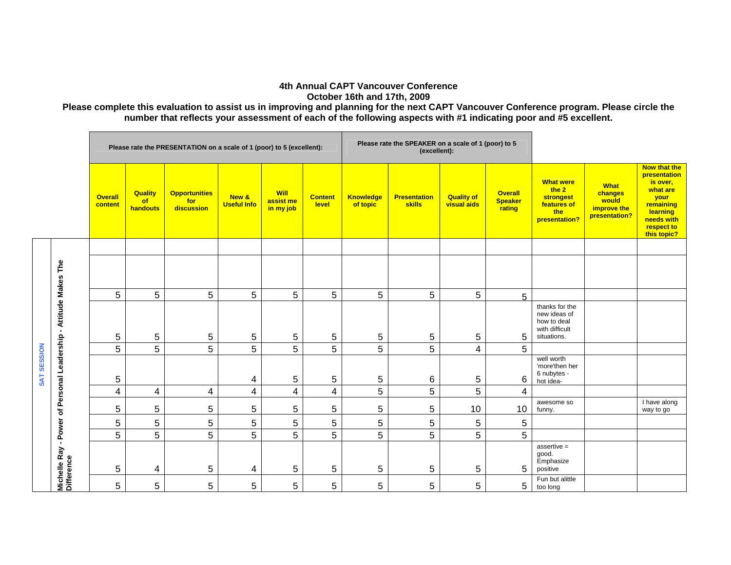**4th Annual CAPT Vancouver Conference**
**October 16th and 17th, 2009**

**Please complete this evaluation to assist us in improving and planning for the next CAPT Vancouver Conference program. Please circle the number that reflects your assessment of each of the following aspects with #1 indicating poor and #5 excellent.**

| | | Please rate the PRESENTATION on a scale of 1 (poor) to 5 (excellent): | | | | | | Please rate the SPEAKER on a scale of 1 (poor) to 5 (excellent): | | | | | | |
|---|---|---|---|---|---|---|---|---|---|---|---|---|---|---|
| | | **Overall content** | **Quality of handouts** | **Opportunities for discussion** | **New & Useful Info** | **Will assist me in my job** | **Content level** | **Knowledge of topic** | **Presentation skills** | **Quality of visual aids** | **Overall Speaker rating** | **What were the 2 strongest features of the presentation?** | **What changes would improve the presentation?** | **Now that the presentation is over, what are your remaining learning needs with respect to this topic?** |
| SAT SESSION | Michelle Ray - Power of Personal Leadership - Attitude Makes The Difference | | | | | | | | | | | | | |
| | | | | | | | | | | | | | | |
| | | 5 | 5 | 5 | 5 | 5 | 5 | 5 | 5 | 5 | 5 | | | |
| | | 5 | 5 | 5 | 5 | 5 | 5 | 5 | 5 | 5 | 5 | thanks for the new ideas of how to deal with difficult situations. | | |
| | | 5 | 5 | 5 | 5 | 5 | 5 | 5 | 5 | 4 | 5 | | | |
| | | 5 | | | 4 | 5 | 5 | 5 | 6 | 5 | 6 | well worth 'more'then her 6 nubytes - hot idea- | | |
| | | 4 | 4 | 4 | 4 | 4 | 4 | 5 | 5 | 5 | 4 | | | |
| | | 5 | 5 | 5 | 5 | 5 | 5 | 5 | 5 | 10 | 10 | awesome so funny. | | I have along way to go |
| | | 5 | 5 | 5 | 5 | 5 | 5 | 5 | 5 | 5 | 5 | | | |
| | | 5 | 5 | 5 | 5 | 5 | 5 | 5 | 5 | 5 | 5 | | | |
| | | 5 | 4 | 5 | 4 | 5 | 5 | 5 | 5 | 5 | 5 | assertive = good. Emphasize positive | | |
| | | 5 | 5 | 5 | 5 | 5 | 5 | 5 | 5 | 5 | 5 | Fun but alittle too long | | |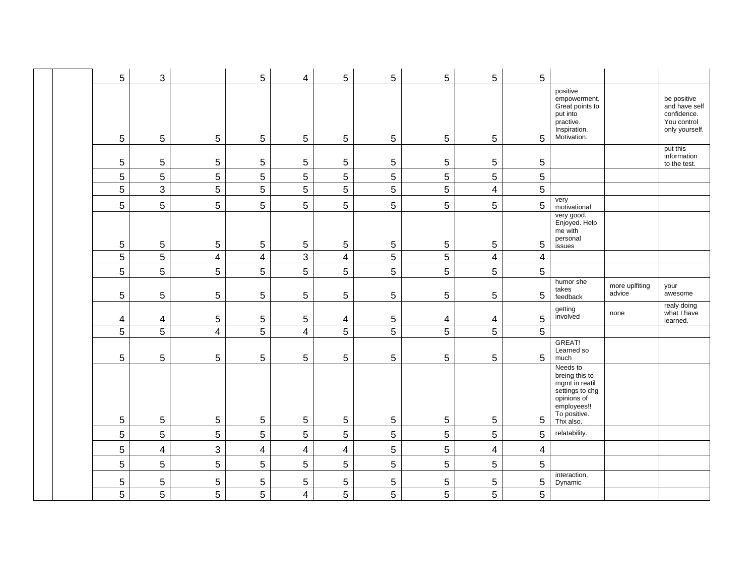| | | | | | | | | | | | | | | |
|---|---|---|---|---|---|---|---|---|---|---|---|---|---|---|
| | | 5 | 3 | | 5 | 4 | 5 | 5 | 5 | 5 | 5 | | | |
| | | 5 | 5 | 5 | 5 | 5 | 5 | 5 | 5 | 5 | 5 | positive empowerment. Great points to put into practive. Inspiration. Motivation. | | be positive and have self confidence. You control only yourself. |
| | | 5 | 5 | 5 | 5 | 5 | 5 | 5 | 5 | 5 | 5 | | | put this information to the test. |
| | | 5 | 5 | 5 | 5 | 5 | 5 | 5 | 5 | 5 | 5 | | | |
| | | 5 | 3 | 5 | 5 | 5 | 5 | 5 | 5 | 4 | 5 | | | |
| | | 5 | 5 | 5 | 5 | 5 | 5 | 5 | 5 | 5 | 5 | very motivational | | |
| | | 5 | 5 | 5 | 5 | 5 | 5 | 5 | 5 | 5 | 5 | very good. Enjoyed. Help me with personal issues | | |
| | | 5 | 5 | 4 | 4 | 3 | 4 | 5 | 5 | 4 | 4 | | | |
| | | 5 | 5 | 5 | 5 | 5 | 5 | 5 | 5 | 5 | 5 | | | |
| | | 5 | 5 | 5 | 5 | 5 | 5 | 5 | 5 | 5 | 5 | humor she takes feedback | more uplfiting advice | your awesome |
| | | 4 | 4 | 5 | 5 | 5 | 4 | 5 | 4 | 4 | 5 | getting involved | none | realy doing what I have learned. |
| | | 5 | 5 | 4 | 5 | 4 | 5 | 5 | 5 | 5 | 5 | | | |
| | | 5 | 5 | 5 | 5 | 5 | 5 | 5 | 5 | 5 | 5 | GREAT! Learned so much | | |
| | | 5 | 5 | 5 | 5 | 5 | 5 | 5 | 5 | 5 | 5 | Needs to breing this to mgmt in reatil settings to chg opinions of employees!! To positive. Thx also. | | |
| | | 5 | 5 | 5 | 5 | 5 | 5 | 5 | 5 | 5 | 5 | relatability. | | |
| | | 5 | 4 | 3 | 4 | 4 | 4 | 5 | 5 | 4 | 4 | | | |
| | | 5 | 5 | 5 | 5 | 5 | 5 | 5 | 5 | 5 | 5 | | | |
| | | 5 | 5 | 5 | 5 | 5 | 5 | 5 | 5 | 5 | 5 | interaction. Dynamic | | |
| | | 5 | 5 | 5 | 5 | 4 | 5 | 5 | 5 | 5 | 5 | | | |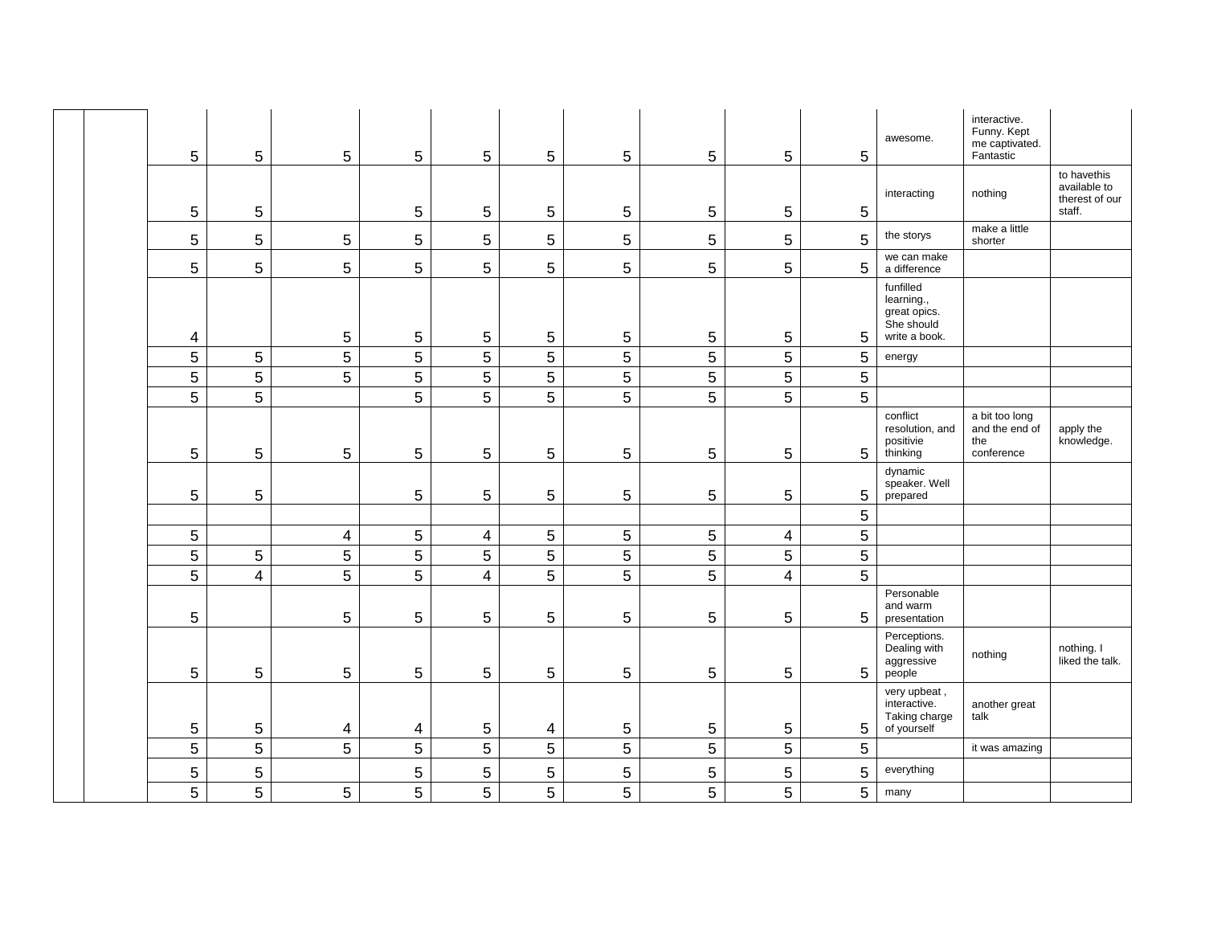| | | | | | | | | | | | | | | |
|---|---|---|---|---|---|---|---|---|---|---|---|---|---|---|
| | | 5 | 5 | 5 | 5 | 5 | 5 | 5 | 5 | 5 | 5 | awesome. | interactive. Funny. Kept me captivated. Fantastic | |
| | | 5 | 5 | | 5 | 5 | 5 | 5 | 5 | 5 | 5 | interacting | nothing | to havethis available to therest of our staff. |
| | | 5 | 5 | 5 | 5 | 5 | 5 | 5 | 5 | 5 | 5 | the storys | make a little shorter | |
| | | 5 | 5 | 5 | 5 | 5 | 5 | 5 | 5 | 5 | 5 | we can make a difference | | |
| | | 4 | | 5 | 5 | 5 | 5 | 5 | 5 | 5 | 5 | funfilled learning., great opics. She should write a book. | | |
| | | 5 | 5 | 5 | 5 | 5 | 5 | 5 | 5 | 5 | 5 | energy | | |
| | | 5 | 5 | 5 | 5 | 5 | 5 | 5 | 5 | 5 | 5 | | | |
| | | 5 | 5 | | 5 | 5 | 5 | 5 | 5 | 5 | 5 | | | |
| | | 5 | 5 | 5 | 5 | 5 | 5 | 5 | 5 | 5 | 5 | conflict resolution, and positivie thinking | a bit too long and the end of the conference | apply the knowledge. |
| | | 5 | 5 | | 5 | 5 | 5 | 5 | 5 | 5 | 5 | dynamic speaker. Well prepared | | |
| | | | | | | | | | | | 5 | | | |
| | | 5 | | 4 | 5 | 4 | 5 | 5 | 5 | 4 | 5 | | | |
| | | 5 | 5 | 5 | 5 | 5 | 5 | 5 | 5 | 5 | 5 | | | |
| | | 5 | 4 | 5 | 5 | 4 | 5 | 5 | 5 | 4 | 5 | | | |
| | | 5 | | 5 | 5 | 5 | 5 | 5 | 5 | 5 | 5 | Personable and warm presentation | | |
| | | 5 | 5 | 5 | 5 | 5 | 5 | 5 | 5 | 5 | 5 | Perceptions. Dealing with aggressive people | nothing | nothing. I liked the talk. |
| | | 5 | 5 | 4 | 4 | 5 | 4 | 5 | 5 | 5 | 5 | very upbeat , interactive. Taking charge of yourself | another great talk | |
| | | 5 | 5 | 5 | 5 | 5 | 5 | 5 | 5 | 5 | 5 | | it was amazing | |
| | | 5 | 5 | | 5 | 5 | 5 | 5 | 5 | 5 | 5 | everything | | |
| | | 5 | 5 | 5 | 5 | 5 | 5 | 5 | 5 | 5 | 5 | many | | |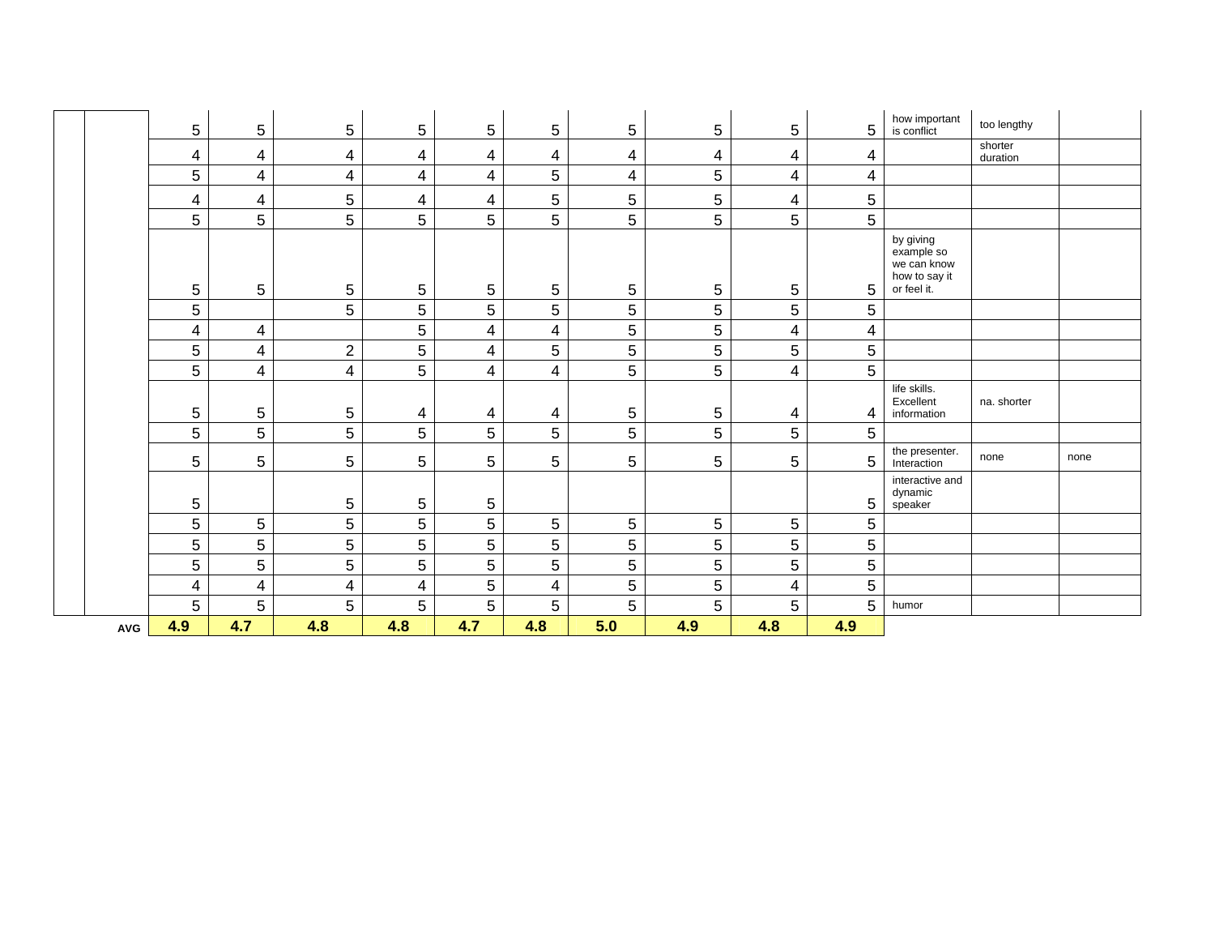| | | | | | | | | | | | | | | |
|---|---|---|---|---|---|---|---|---|---|---|---|---|---|---|
| | | 5 | 5 | 5 | 5 | 5 | 5 | 5 | 5 | 5 | 5 | how important is conflict | too lengthy | |
| | | 4 | 4 | 4 | 4 | 4 | 4 | 4 | 4 | 4 | 4 | | shorter duration | |
| | | 5 | 4 | 4 | 4 | 4 | 5 | 4 | 5 | 4 | 4 | | | |
| | | 4 | 4 | 5 | 4 | 4 | 5 | 5 | 5 | 4 | 5 | | | |
| | | 5 | 5 | 5 | 5 | 5 | 5 | 5 | 5 | 5 | 5 | | | |
| | | 5 | 5 | 5 | 5 | 5 | 5 | 5 | 5 | 5 | 5 | by giving example so we can know how to say it or feel it. | | |
| | | 5 | | 5 | 5 | 5 | 5 | 5 | 5 | 5 | 5 | | | |
| | | 4 | 4 | | 5 | 4 | 4 | 5 | 5 | 4 | 4 | | | |
| | | 5 | 4 | 2 | 5 | 4 | 5 | 5 | 5 | 5 | 5 | | | |
| | | 5 | 4 | 4 | 5 | 4 | 4 | 5 | 5 | 4 | 5 | | | |
| | | 5 | 5 | 5 | 4 | 4 | 4 | 5 | 5 | 4 | 4 | life skills. Excellent information | na. shorter | |
| | | 5 | 5 | 5 | 5 | 5 | 5 | 5 | 5 | 5 | 5 | | | |
| | | 5 | 5 | 5 | 5 | 5 | 5 | 5 | 5 | 5 | 5 | the presenter. Interaction | none | none |
| | | 5 | | 5 | 5 | 5 | | | | | 5 | interactive and dynamic speaker | | |
| | | 5 | 5 | 5 | 5 | 5 | 5 | 5 | 5 | 5 | 5 | | | |
| | | 5 | 5 | 5 | 5 | 5 | 5 | 5 | 5 | 5 | 5 | | | |
| | | 5 | 5 | 5 | 5 | 5 | 5 | 5 | 5 | 5 | 5 | | | |
| | | 4 | 4 | 4 | 4 | 5 | 4 | 5 | 5 | 4 | 5 | | | |
| | | 5 | 5 | 5 | 5 | 5 | 5 | 5 | 5 | 5 | 5 | humor | | |
| | **AVG** | **4.9** | **4.7** | **4.8** | **4.8** | **4.7** | **4.8** | **5.0** | **4.9** | **4.8** | **4.9** | | | |